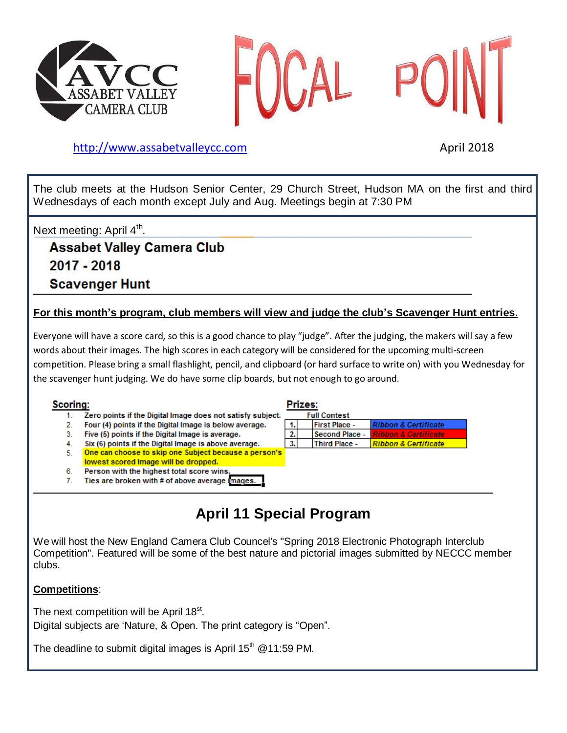# AVCC ASSABET VALLEY CAMERA CLUB — FOCAL POINT

http://www.assabetvalleycc.com

April 2018

The club meets at the Hudson Senior Center, 29 Church Street, Hudson MA on the first and third Wednesdays of each month except July and Aug. Meetings begin at 7:30 PM

Next meeting: April 4th.

**Assabet Valley Camera Club**
**2017 - 2018**
**Scavenger Hunt**

**For this month's program, club members will view and judge the club's Scavenger Hunt entries.**

Everyone will have a score card, so this is a good chance to play "judge". After the judging, the makers will say a few words about their images. The high scores in each category will be considered for the upcoming multi-screen competition. Please bring a small flashlight, pencil, and clipboard (or hard surface to write on) with you Wednesday for the scavenger hunt judging. We do have some clip boards, but not enough to go around.

**Scoring:**

1. Zero points if the Digital Image does not satisfy subject.
2. Four (4) points if the Digital Image is below average.
3. Five (5) points if the Digital Image is average.
4. Six (6) points if the Digital Image is above average.
5. One can choose to skip one Subject because a person's lowest scored Image will be dropped.
6. Person with the highest total score wins.
7. Ties are broken with # of above average images.

**Prizes:**

Full Contest

| | Place | Prize |
|---|---|---|
| 1. | First Place - | Ribbon & Certificate |
| 2. | Second Place - | Ribbon & Certificate |
| 3. | Third Place - | Ribbon & Certificate |

## April 11 Special Program

We will host the New England Camera Club Councel's "Spring 2018 Electronic Photograph Interclub Competition". Featured will be some of the best nature and pictorial images submitted by NECCC member clubs.

**Competitions**:

The next competition will be April 18st.
Digital subjects are 'Nature, & Open. The print category is "Open".

The deadline to submit digital images is April 15th @11:59 PM.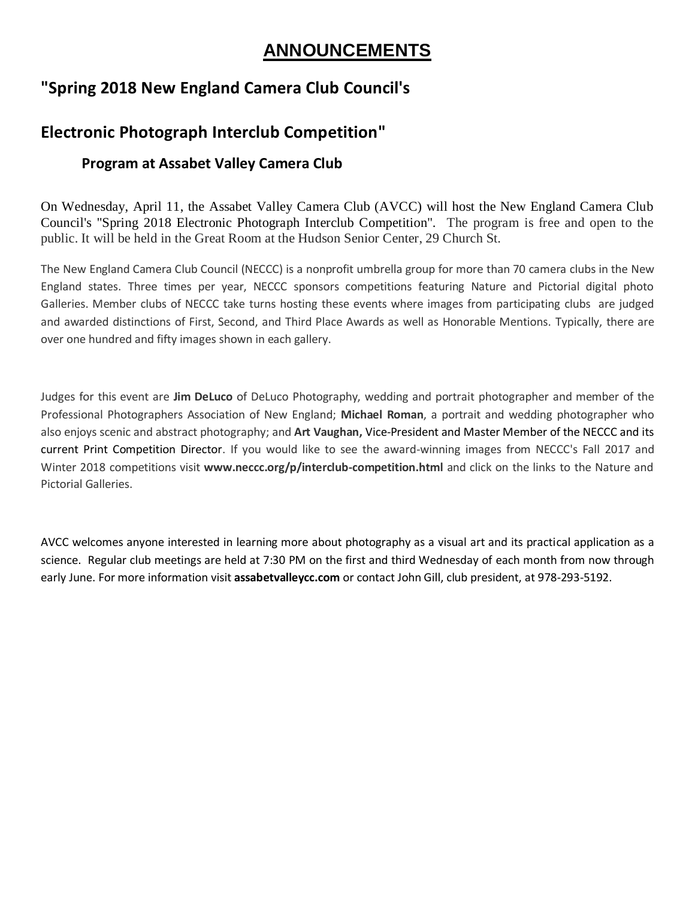# ANNOUNCEMENTS

## "Spring 2018 New England Camera Club Council's

## Electronic Photograph Interclub Competition"

### Program at Assabet Valley Camera Club

On Wednesday, April 11, the Assabet Valley Camera Club (AVCC) will host the New England Camera Club Council's "Spring 2018 Electronic Photograph Interclub Competition". The program is free and open to the public. It will be held in the Great Room at the Hudson Senior Center, 29 Church St.

The New England Camera Club Council (NECCC) is a nonprofit umbrella group for more than 70 camera clubs in the New England states. Three times per year, NECCC sponsors competitions featuring Nature and Pictorial digital photo Galleries. Member clubs of NECCC take turns hosting these events where images from participating clubs are judged and awarded distinctions of First, Second, and Third Place Awards as well as Honorable Mentions. Typically, there are over one hundred and fifty images shown in each gallery.

Judges for this event are **Jim DeLuco** of DeLuco Photography, wedding and portrait photographer and member of the Professional Photographers Association of New England; **Michael Roman**, a portrait and wedding photographer who also enjoys scenic and abstract photography; and **Art Vaughan,** Vice-President and Master Member of the NECCC and its current Print Competition Director. If you would like to see the award-winning images from NECCC's Fall 2017 and Winter 2018 competitions visit **www.neccc.org/p/interclub-competition.html** and click on the links to the Nature and Pictorial Galleries.

AVCC welcomes anyone interested in learning more about photography as a visual art and its practical application as a science. Regular club meetings are held at 7:30 PM on the first and third Wednesday of each month from now through early June. For more information visit **assabetvalleycc.com** or contact John Gill, club president, at 978-293-5192.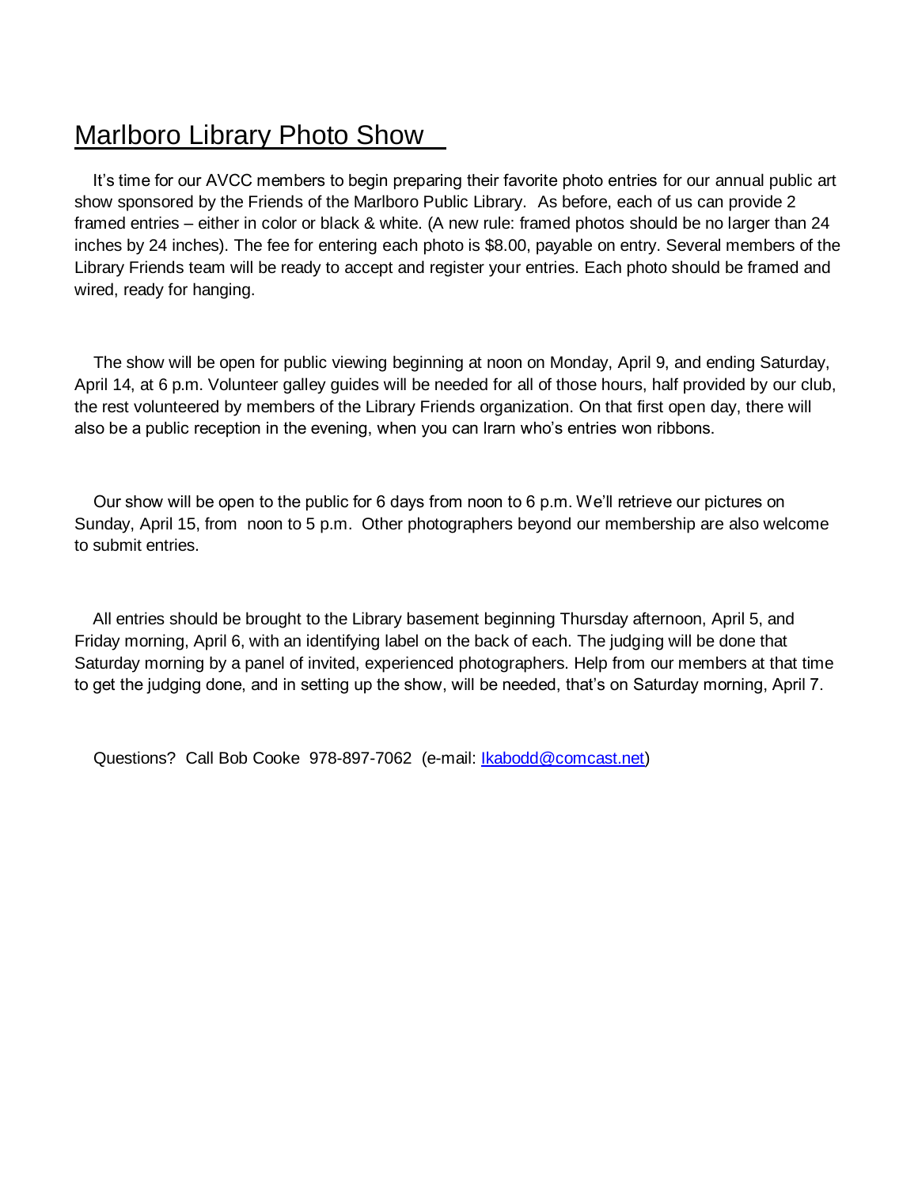# Marlboro Library Photo Show

It's time for our AVCC members to begin preparing their favorite photo entries for our annual public art show sponsored by the Friends of the Marlboro Public Library. As before, each of us can provide 2 framed entries – either in color or black & white. (A new rule: framed photos should be no larger than 24 inches by 24 inches). The fee for entering each photo is $8.00, payable on entry. Several members of the Library Friends team will be ready to accept and register your entries. Each photo should be framed and wired, ready for hanging.

The show will be open for public viewing beginning at noon on Monday, April 9, and ending Saturday, April 14, at 6 p.m. Volunteer galley guides will be needed for all of those hours, half provided by our club, the rest volunteered by members of the Library Friends organization. On that first open day, there will also be a public reception in the evening, when you can lrarn who's entries won ribbons.

Our show will be open to the public for 6 days from noon to 6 p.m. We'll retrieve our pictures on Sunday, April 15, from noon to 5 p.m. Other photographers beyond our membership are also welcome to submit entries.

All entries should be brought to the Library basement beginning Thursday afternoon, April 5, and Friday morning, April 6, with an identifying label on the back of each. The judging will be done that Saturday morning by a panel of invited, experienced photographers. Help from our members at that time to get the judging done, and in setting up the show, will be needed, that's on Saturday morning, April 7.

Questions? Call Bob Cooke 978-897-7062 (e-mail: [Ikabodd@comcast.net](mailto:Ikabodd@comcast.net))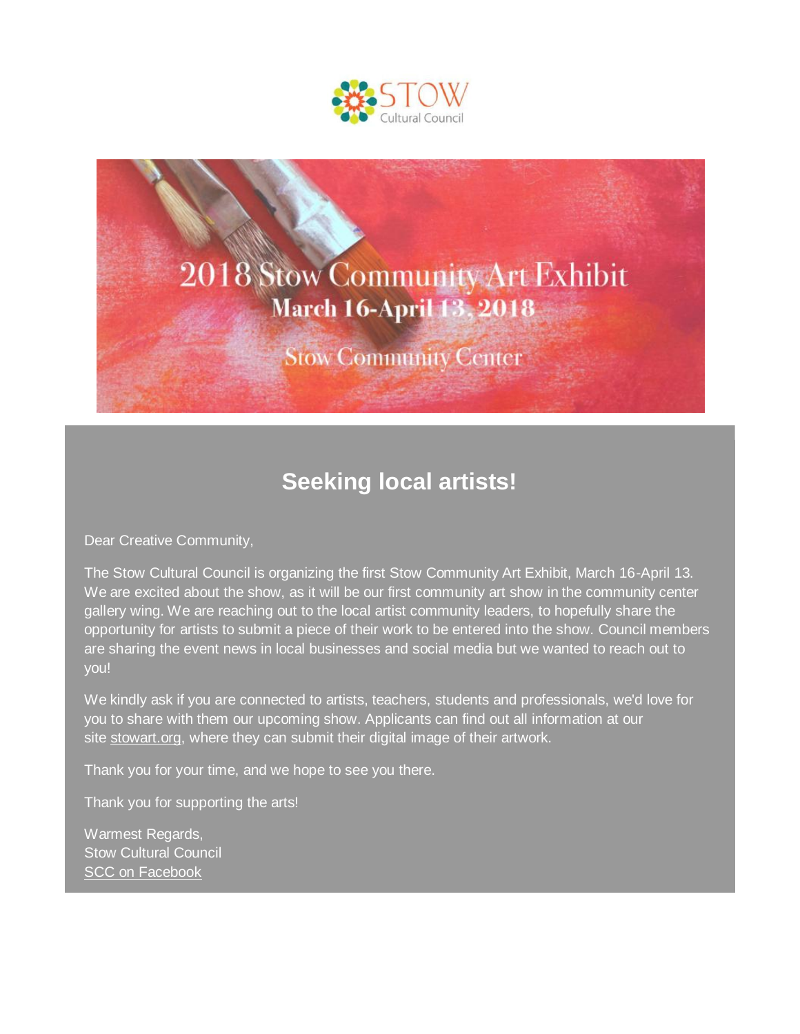STOW
Cultural Council

2018 Stow Community Art Exhibit
March 16-April 13, 2018
Stow Community Center

## Seeking local artists!

Dear Creative Community,

The Stow Cultural Council is organizing the first Stow Community Art Exhibit, March 16-April 13. We are excited about the show, as it will be our first community art show in the community center gallery wing. We are reaching out to the local artist community leaders, to hopefully share the opportunity for artists to submit a piece of their work to be entered into the show. Council members are sharing the event news in local businesses and social media but we wanted to reach out to you!

We kindly ask if you are connected to artists, teachers, students and professionals, we'd love for you to share with them our upcoming show. Applicants can find out all information at our site stowart.org, where they can submit their digital image of their artwork.

Thank you for your time, and we hope to see you there.

Thank you for supporting the arts!

Warmest Regards,
Stow Cultural Council
SCC on Facebook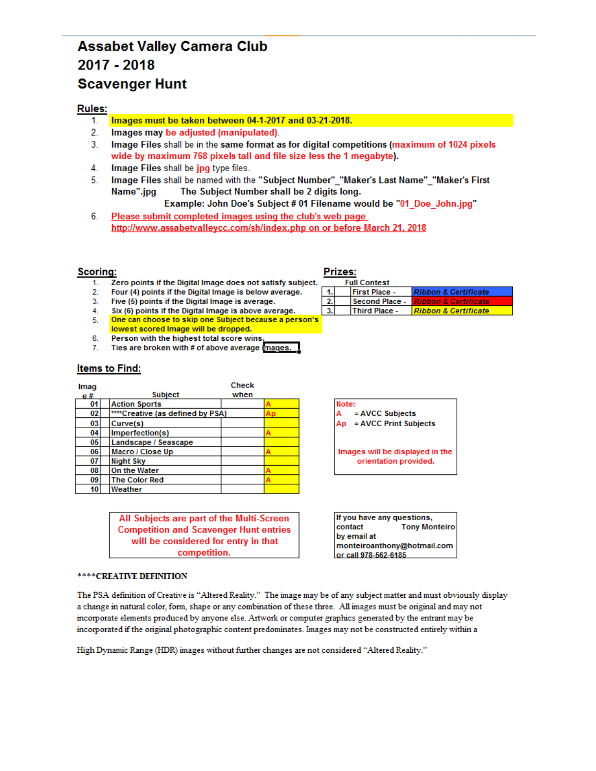# Assabet Valley Camera Club
## 2017 - 2018
## Scavenger Hunt

**Rules:**

1. **Images must be taken between 04-1-2017 and 03-21-2018.**
2. **Images may be adjusted (manipulated).**
3. **Image Files** shall be in the **same format** as for **digital competitions (maximum of 1024 pixels wide by maximum 768 pixels tall and file size less the 1 megabyte).**
4. **Image Files** shall be jpg type files.
5. **Image Files** shall be named with the **"Subject Number"_"Maker's Last Name"_"Maker's First Name".jpg**   **The Subject Number shall be 2 digits long.**
   **Example: John Doe's Subject # 01 Filename would be "01_Doe_John.jpg"**
6. Please submit completed images using the club's web page http://www.assabetvalleycc.com/sh/index.php on or before March 21, 2018

**Scoring:**

1. Zero points if the Digital Image does not satisfy subject.
2. Four (4) points if the Digital Image is below average.
3. Five (5) points if the Digital Image is average.
4. Six (6) points if the Digital Image is above average.
5. One can choose to skip one Subject because a person's lowest scored Image will be dropped.
6. Person with the highest total score wins.
7. Ties are broken with # of above average images.

**Prizes:**

Full Contest

| | | |
|---|---|---|
| 1. | First Place - | *Ribbon & Certificate* |
| 2. | Second Place - | *Ribbon & Certificate* |
| 3. | Third Place - | *Ribbon & Certificate* |

**Items to Find:**

| Image # | Subject | Check when | |
|---|---|---|---|
| 01 | Action Sports | | A |
| 02 | ****Creative (as defined by PSA) | | Ap |
| 03 | Curve(s) | | |
| 04 | Imperfection(s) | | A |
| 05 | Landscape / Seascape | | |
| 06 | Macro / Close Up | | A |
| 07 | Night Sky | | |
| 08 | On the Water | | A |
| 09 | The Color Red | | A |
| 10 | Weather | | |

Note:
A = AVCC Subjects
Ap = AVCC Print Subjects

Images will be displayed in the orientation provided.

**All Subjects are part of the Multi-Screen Competition and Scavenger Hunt entries will be considered for entry in that competition.**

If you have any questions, contact Tony Monteiro by email at monteiroanthony@hotmail.com or call 978-562-6185

****CREATIVE DEFINITION

The PSA definition of Creative is "Altered Reality." The image may be of any subject matter and must obviously display a change in natural color, form, shape or any combination of these three. All images must be original and may not incorporate elements produced by anyone else. Artwork or computer graphics generated by the entrant may be incorporated if the original photographic content predominates. Images may not be constructed entirely within a

High Dynamic Range (HDR) images without further changes are not considered "Altered Reality."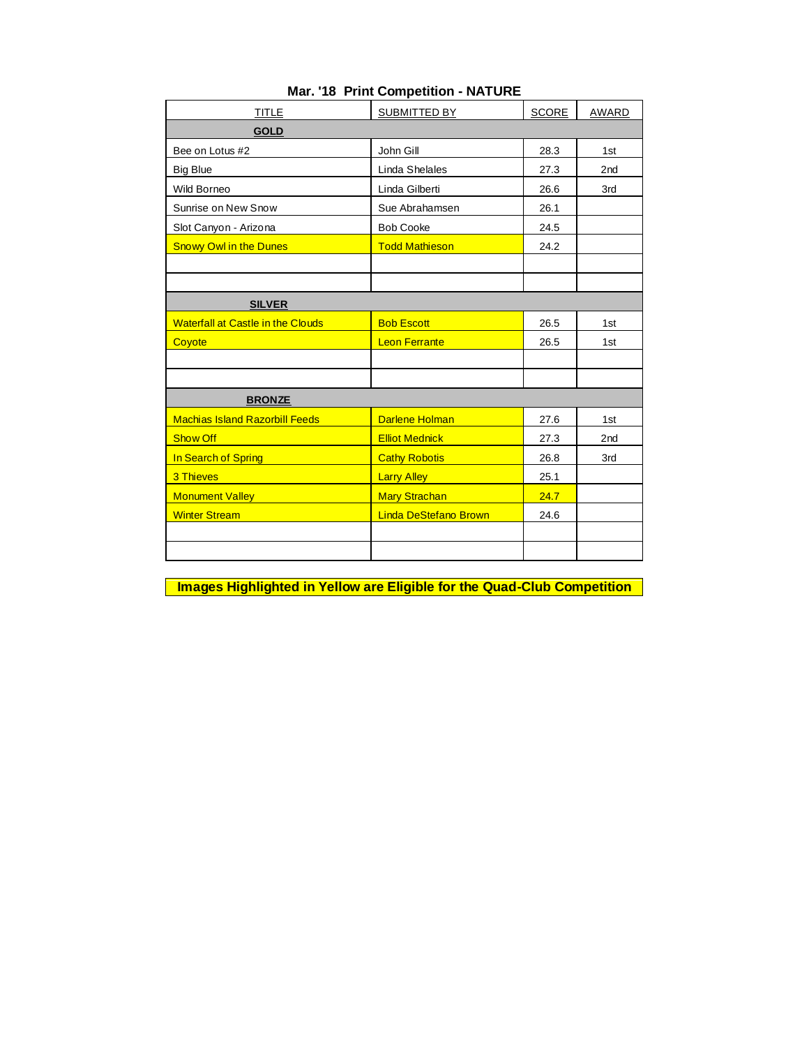## Mar. '18 Print Competition - NATURE

| TITLE | SUBMITTED BY | SCORE | AWARD |
|---|---|---|---|
| **GOLD** | | | |
| Bee on Lotus #2 | John Gill | 28.3 | 1st |
| Big Blue | Linda Shelales | 27.3 | 2nd |
| Wild Borneo | Linda Gilberti | 26.6 | 3rd |
| Sunrise on New Snow | Sue Abrahamsen | 26.1 | |
| Slot Canyon - Arizona | Bob Cooke | 24.5 | |
| Snowy Owl in the Dunes | Todd Mathieson | 24.2 | |
| | | | |
| | | | |
| **SILVER** | | | |
| Waterfall at Castle in the Clouds | Bob Escott | 26.5 | 1st |
| Coyote | Leon Ferrante | 26.5 | 1st |
| | | | |
| | | | |
| **BRONZE** | | | |
| Machias Island Razorbill Feeds | Darlene Holman | 27.6 | 1st |
| Show Off | Elliot Mednick | 27.3 | 2nd |
| In Search of Spring | Cathy Robotis | 26.8 | 3rd |
| 3 Thieves | Larry Alley | 25.1 | |
| Monument Valley | Mary Strachan | 24.7 | |
| Winter Stream | Linda DeStefano Brown | 24.6 | |
| | | | |
| | | | |

**Images Highlighted in Yellow are Eligible for the Quad-Club Competition**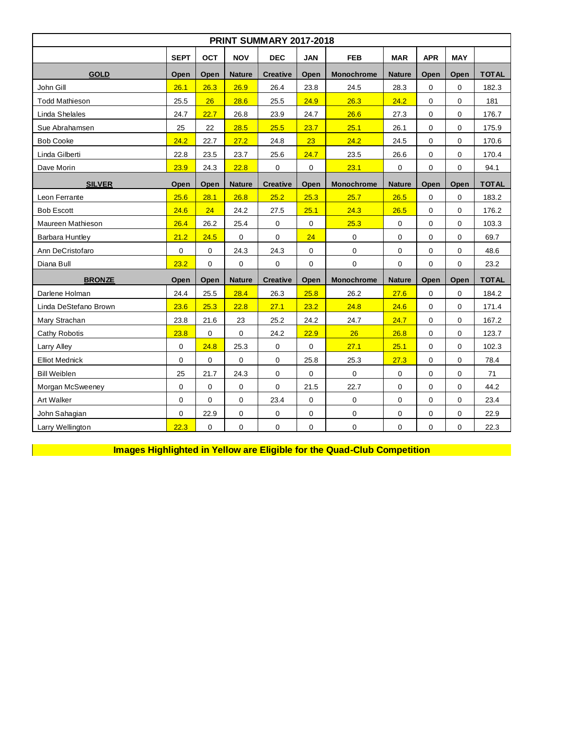| PRINT SUMMARY 2017-2018 | | | | | | | | | | |
|---|---|---|---|---|---|---|---|---|---|---|
| | SEPT | OCT | NOV | DEC | JAN | FEB | MAR | APR | MAY | |
| **GOLD** | **Open** | **Open** | **Nature** | **Creative** | **Open** | **Monochrome** | **Nature** | **Open** | **Open** | **TOTAL** |
| John Gill | 26.1 | 26.3 | 26.9 | 26.4 | 23.8 | 24.5 | 28.3 | 0 | 0 | 182.3 |
| Todd Mathieson | 25.5 | 26 | 28.6 | 25.5 | 24.9 | 26.3 | 24.2 | 0 | 0 | 181 |
| Linda Shelales | 24.7 | 22.7 | 26.8 | 23.9 | 24.7 | 26.6 | 27.3 | 0 | 0 | 176.7 |
| Sue Abrahamsen | 25 | 22 | 28.5 | 25.5 | 23.7 | 25.1 | 26.1 | 0 | 0 | 175.9 |
| Bob Cooke | 24.2 | 22.7 | 27.2 | 24.8 | 23 | 24.2 | 24.5 | 0 | 0 | 170.6 |
| Linda Gilberti | 22.8 | 23.5 | 23.7 | 25.6 | 24.7 | 23.5 | 26.6 | 0 | 0 | 170.4 |
| Dave Morin | 23.9 | 24.3 | 22.8 | 0 | 0 | 23.1 | 0 | 0 | 0 | 94.1 |
| **SILVER** | **Open** | **Open** | **Nature** | **Creative** | **Open** | **Monochrome** | **Nature** | **Open** | **Open** | **TOTAL** |
| Leon Ferrante | 25.6 | 28.1 | 26.8 | 25.2 | 25.3 | 25.7 | 26.5 | 0 | 0 | 183.2 |
| Bob Escott | 24.6 | 24 | 24.2 | 27.5 | 25.1 | 24.3 | 26.5 | 0 | 0 | 176.2 |
| Maureen Mathieson | 26.4 | 26.2 | 25.4 | 0 | 0 | 25.3 | 0 | 0 | 0 | 103.3 |
| Barbara Huntley | 21.2 | 24.5 | 0 | 0 | 24 | 0 | 0 | 0 | 0 | 69.7 |
| Ann DeCristofaro | 0 | 0 | 24.3 | 24.3 | 0 | 0 | 0 | 0 | 0 | 48.6 |
| Diana Bull | 23.2 | 0 | 0 | 0 | 0 | 0 | 0 | 0 | 0 | 23.2 |
| **BRONZE** | **Open** | **Open** | **Nature** | **Creative** | **Open** | **Monochrome** | **Nature** | **Open** | **Open** | **TOTAL** |
| Darlene Holman | 24.4 | 25.5 | 28.4 | 26.3 | 25.8 | 26.2 | 27.6 | 0 | 0 | 184.2 |
| Linda DeStefano Brown | 23.6 | 25.3 | 22.8 | 27.1 | 23.2 | 24.8 | 24.6 | 0 | 0 | 171.4 |
| Mary Strachan | 23.8 | 21.6 | 23 | 25.2 | 24.2 | 24.7 | 24.7 | 0 | 0 | 167.2 |
| Cathy Robotis | 23.8 | 0 | 0 | 24.2 | 22.9 | 26 | 26.8 | 0 | 0 | 123.7 |
| Larry Alley | 0 | 24.8 | 25.3 | 0 | 0 | 27.1 | 25.1 | 0 | 0 | 102.3 |
| Elliot Mednick | 0 | 0 | 0 | 0 | 25.8 | 25.3 | 27.3 | 0 | 0 | 78.4 |
| Bill Weiblen | 25 | 21.7 | 24.3 | 0 | 0 | 0 | 0 | 0 | 0 | 71 |
| Morgan McSweeney | 0 | 0 | 0 | 0 | 21.5 | 22.7 | 0 | 0 | 0 | 44.2 |
| Art Walker | 0 | 0 | 0 | 23.4 | 0 | 0 | 0 | 0 | 0 | 23.4 |
| John Sahagian | 0 | 22.9 | 0 | 0 | 0 | 0 | 0 | 0 | 0 | 22.9 |
| Larry Wellington | 22.3 | 0 | 0 | 0 | 0 | 0 | 0 | 0 | 0 | 22.3 |

**Images Highlighted in Yellow are Eligible for the Quad-Club Competition**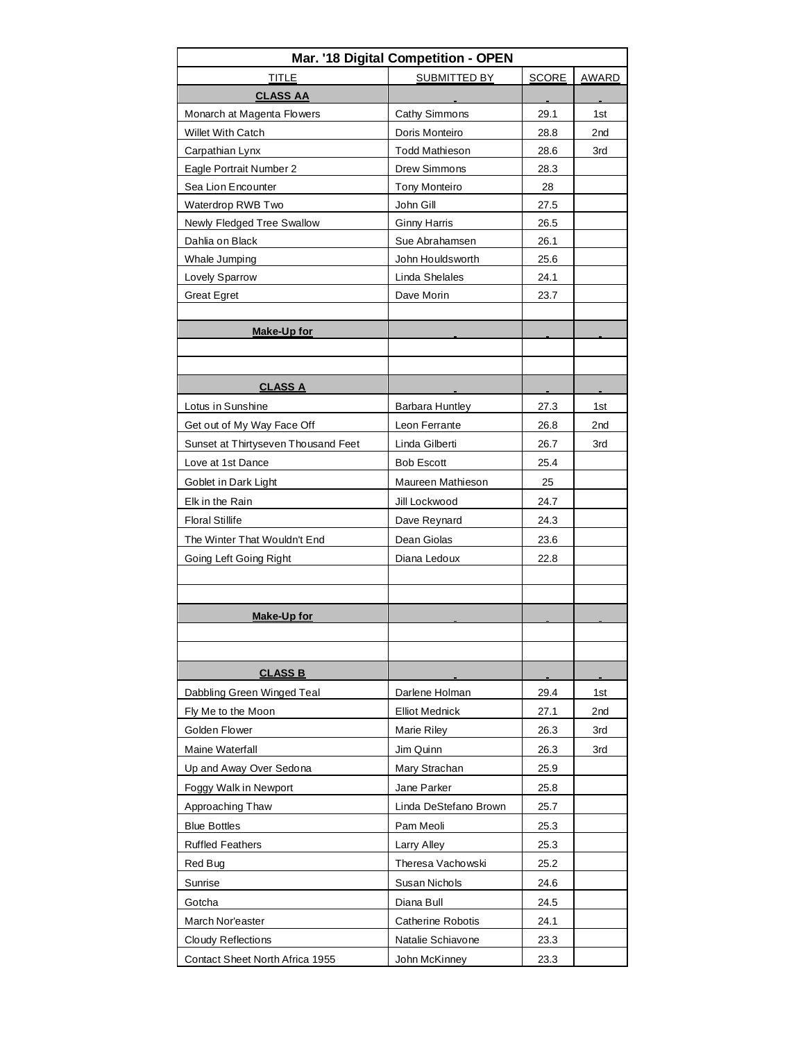| Mar. '18 Digital Competition - OPEN | | | |
|---|---|---|---|
| TITLE | SUBMITTED BY | SCORE | AWARD |
| **CLASS AA** | | | |
| Monarch at Magenta Flowers | Cathy Simmons | 29.1 | 1st |
| Willet With Catch | Doris Monteiro | 28.8 | 2nd |
| Carpathian Lynx | Todd Mathieson | 28.6 | 3rd |
| Eagle Portrait Number 2 | Drew Simmons | 28.3 | |
| Sea Lion Encounter | Tony Monteiro | 28 | |
| Waterdrop RWB Two | John Gill | 27.5 | |
| Newly Fledged Tree Swallow | Ginny Harris | 26.5 | |
| Dahlia on Black | Sue Abrahamsen | 26.1 | |
| Whale Jumping | John Houldsworth | 25.6 | |
| Lovely Sparrow | Linda Shelales | 24.1 | |
| Great Egret | Dave Morin | 23.7 | |
| | | | |
| **Make-Up for** | | | |
| | | | |
| | | | |
| **CLASS A** | | | |
| Lotus in Sunshine | Barbara Huntley | 27.3 | 1st |
| Get out of My Way Face Off | Leon Ferrante | 26.8 | 2nd |
| Sunset at Thirtyseven Thousand Feet | Linda Gilberti | 26.7 | 3rd |
| Love at 1st Dance | Bob Escott | 25.4 | |
| Goblet in Dark Light | Maureen Mathieson | 25 | |
| Elk in the Rain | Jill Lockwood | 24.7 | |
| Floral Stillife | Dave Reynard | 24.3 | |
| The Winter That Wouldn't End | Dean Giolas | 23.6 | |
| Going Left Going Right | Diana Ledoux | 22.8 | |
| | | | |
| | | | |
| **Make-Up for** | | | |
| | | | |
| | | | |
| **CLASS B** | | | |
| Dabbling Green Winged Teal | Darlene Holman | 29.4 | 1st |
| Fly Me to the Moon | Elliot Mednick | 27.1 | 2nd |
| Golden Flower | Marie Riley | 26.3 | 3rd |
| Maine Waterfall | Jim Quinn | 26.3 | 3rd |
| Up and Away Over Sedona | Mary Strachan | 25.9 | |
| Foggy Walk in Newport | Jane Parker | 25.8 | |
| Approaching Thaw | Linda DeStefano Brown | 25.7 | |
| Blue Bottles | Pam Meoli | 25.3 | |
| Ruffled Feathers | Larry Alley | 25.3 | |
| Red Bug | Theresa Vachowski | 25.2 | |
| Sunrise | Susan Nichols | 24.6 | |
| Gotcha | Diana Bull | 24.5 | |
| March Nor'easter | Catherine Robotis | 24.1 | |
| Cloudy Reflections | Natalie Schiavone | 23.3 | |
| Contact Sheet North Africa 1955 | John McKinney | 23.3 | |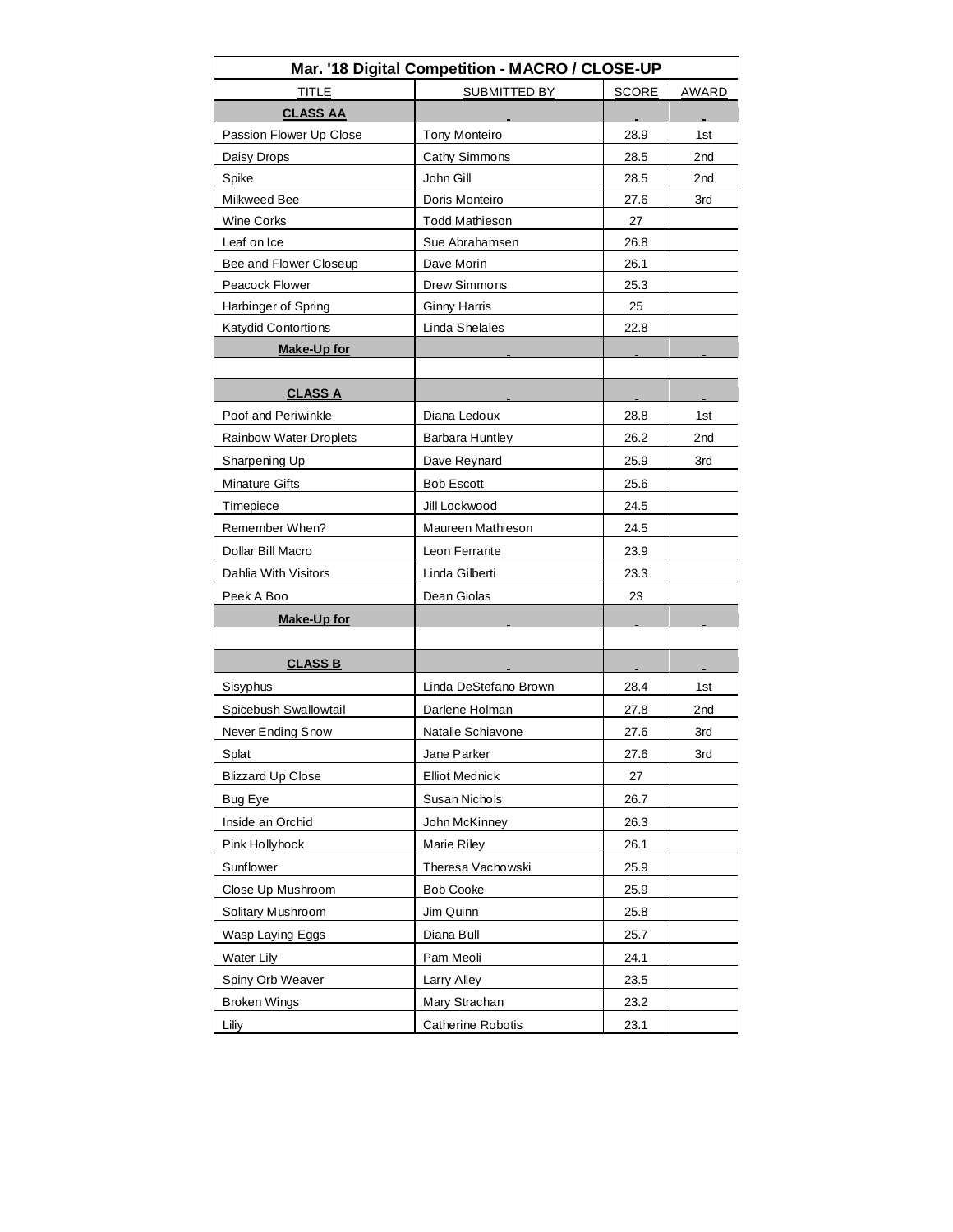| Mar. '18 Digital Competition - MACRO / CLOSE-UP | | | |
|---|---|---|---|
| TITLE | SUBMITTED BY | SCORE | AWARD |
| **CLASS AA** | | | |
| Passion Flower Up Close | Tony Monteiro | 28.9 | 1st |
| Daisy Drops | Cathy Simmons | 28.5 | 2nd |
| Spike | John Gill | 28.5 | 2nd |
| Milkweed Bee | Doris Monteiro | 27.6 | 3rd |
| Wine Corks | Todd Mathieson | 27 | |
| Leaf on Ice | Sue Abrahamsen | 26.8 | |
| Bee and Flower Closeup | Dave Morin | 26.1 | |
| Peacock Flower | Drew Simmons | 25.3 | |
| Harbinger of Spring | Ginny Harris | 25 | |
| Katydid Contortions | Linda Shelales | 22.8 | |
| **Make-Up for** | | | |
| | | | |
| **CLASS A** | | | |
| Poof and Periwinkle | Diana Ledoux | 28.8 | 1st |
| Rainbow Water Droplets | Barbara Huntley | 26.2 | 2nd |
| Sharpening Up | Dave Reynard | 25.9 | 3rd |
| Minature Gifts | Bob Escott | 25.6 | |
| Timepiece | Jill Lockwood | 24.5 | |
| Remember When? | Maureen Mathieson | 24.5 | |
| Dollar Bill Macro | Leon Ferrante | 23.9 | |
| Dahlia With Visitors | Linda Gilberti | 23.3 | |
| Peek A Boo | Dean Giolas | 23 | |
| **Make-Up for** | | | |
| | | | |
| **CLASS B** | | | |
| Sisyphus | Linda DeStefano Brown | 28.4 | 1st |
| Spicebush Swallowtail | Darlene Holman | 27.8 | 2nd |
| Never Ending Snow | Natalie Schiavone | 27.6 | 3rd |
| Splat | Jane Parker | 27.6 | 3rd |
| Blizzard Up Close | Elliot Mednick | 27 | |
| Bug Eye | Susan Nichols | 26.7 | |
| Inside an Orchid | John McKinney | 26.3 | |
| Pink Hollyhock | Marie Riley | 26.1 | |
| Sunflower | Theresa Vachowski | 25.9 | |
| Close Up Mushroom | Bob Cooke | 25.9 | |
| Solitary Mushroom | Jim Quinn | 25.8 | |
| Wasp Laying Eggs | Diana Bull | 25.7 | |
| Water Lily | Pam Meoli | 24.1 | |
| Spiny Orb Weaver | Larry Alley | 23.5 | |
| Broken Wings | Mary Strachan | 23.2 | |
| Liliy | Catherine Robotis | 23.1 | |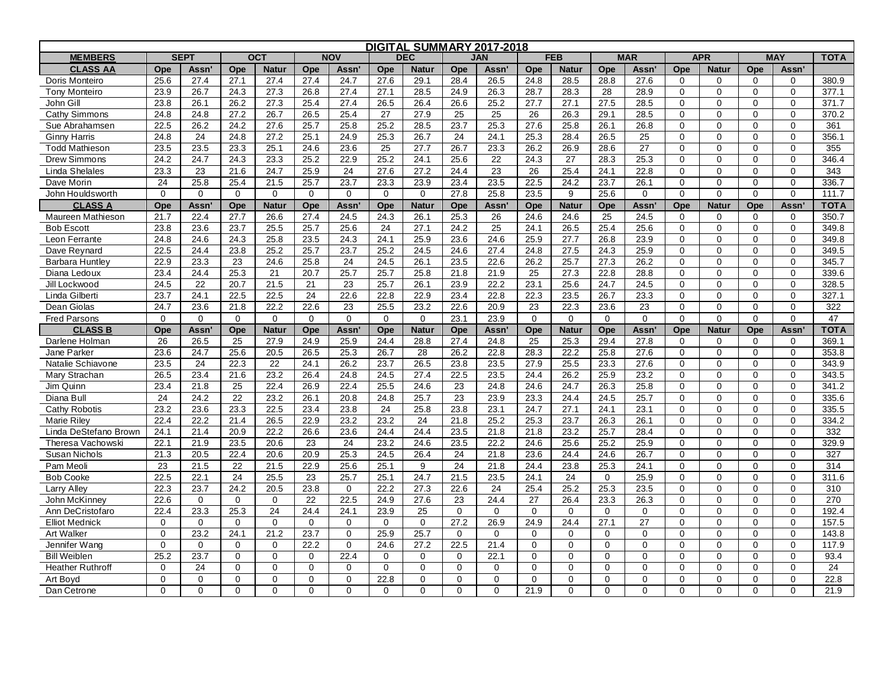| DIGITAL SUMMARY 2017-2018 | | | | | | | | | | | | | | | | | | | | |
|---|---|---|---|---|---|---|---|---|---|---|---|---|---|---|---|---|---|---|---|---|
| **MEMBERS** | **SEPT** | | **OCT** | | **NOV** | | **DEC** | | **JAN** | | **FEB** | | **MAR** | | **APR** | | **MAY** | | **TOTA** |
| **CLASS AA** | **Ope** | **Assn'** | **Ope** | **Natur** | **Ope** | **Assn'** | **Ope** | **Natur** | **Ope** | **Assn'** | **Ope** | **Natur** | **Ope** | **Assn'** | **Ope** | **Natur** | **Ope** | **Assn'** | |
| Doris Monteiro | 25.6 | 27.4 | 27.1 | 27.4 | 27.4 | 24.7 | 27.6 | 29.1 | 28.4 | 26.5 | 24.8 | 28.5 | 28.8 | 27.6 | 0 | 0 | 0 | 0 | 380.9 |
| Tony Monteiro | 23.9 | 26.7 | 24.3 | 27.3 | 26.8 | 27.4 | 27.1 | 28.5 | 24.9 | 26.3 | 28.7 | 28.3 | 28 | 28.9 | 0 | 0 | 0 | 0 | 377.1 |
| John Gill | 23.8 | 26.1 | 26.2 | 27.3 | 25.4 | 27.4 | 26.5 | 26.4 | 26.6 | 25.2 | 27.7 | 27.1 | 27.5 | 28.5 | 0 | 0 | 0 | 0 | 371.7 |
| Cathy Simmons | 24.8 | 24.8 | 27.2 | 26.7 | 26.5 | 25.4 | 27 | 27.9 | 25 | 25 | 26 | 26.3 | 29.1 | 28.5 | 0 | 0 | 0 | 0 | 370.2 |
| Sue Abrahamsen | 22.5 | 26.2 | 24.2 | 27.6 | 25.7 | 25.8 | 25.2 | 28.5 | 23.7 | 25.3 | 27.6 | 25.8 | 26.1 | 26.8 | 0 | 0 | 0 | 0 | 361 |
| Ginny Harris | 24.8 | 24 | 24.8 | 27.2 | 25.1 | 24.9 | 25.3 | 26.7 | 24 | 24.1 | 25.3 | 28.4 | 26.5 | 25 | 0 | 0 | 0 | 0 | 356.1 |
| Todd Mathieson | 23.5 | 23.5 | 23.3 | 25.1 | 24.6 | 23.6 | 25 | 27.7 | 26.7 | 23.3 | 26.2 | 26.9 | 28.6 | 27 | 0 | 0 | 0 | 0 | 355 |
| Drew Simmons | 24.2 | 24.7 | 24.3 | 23.3 | 25.2 | 22.9 | 25.2 | 24.1 | 25.6 | 22 | 24.3 | 27 | 28.3 | 25.3 | 0 | 0 | 0 | 0 | 346.4 |
| Linda Shelales | 23.3 | 23 | 21.6 | 24.7 | 25.9 | 24 | 27.6 | 27.2 | 24.4 | 23 | 26 | 25.4 | 24.1 | 22.8 | 0 | 0 | 0 | 0 | 343 |
| Dave Morin | 24 | 25.8 | 25.4 | 21.5 | 25.7 | 23.7 | 23.3 | 23.9 | 23.4 | 23.5 | 22.5 | 24.2 | 23.7 | 26.1 | 0 | 0 | 0 | 0 | 336.7 |
| John Houldsworth | 0 | 0 | 0 | 0 | 0 | 0 | 0 | 0 | 27.8 | 25.8 | 23.5 | 9 | 25.6 | 0 | 0 | 0 | 0 | 0 | 111.7 |
| **CLASS A** | **Ope** | **Assn'** | **Ope** | **Natur** | **Ope** | **Assn'** | **Ope** | **Natur** | **Ope** | **Assn'** | **Ope** | **Natur** | **Ope** | **Assn'** | **Ope** | **Natur** | **Ope** | **Assn'** | **TOTA** |
| Maureen Mathieson | 21.7 | 22.4 | 27.7 | 26.6 | 27.4 | 24.5 | 24.3 | 26.1 | 25.3 | 26 | 24.6 | 24.6 | 25 | 24.5 | 0 | 0 | 0 | 0 | 350.7 |
| Bob Escott | 23.8 | 23.6 | 23.7 | 25.5 | 25.7 | 25.6 | 24 | 27.1 | 24.2 | 25 | 24.1 | 26.5 | 25.4 | 25.6 | 0 | 0 | 0 | 0 | 349.8 |
| Leon Ferrante | 24.8 | 24.6 | 24.3 | 25.8 | 23.5 | 24.3 | 24.1 | 25.9 | 23.6 | 24.6 | 25.9 | 27.7 | 26.8 | 23.9 | 0 | 0 | 0 | 0 | 349.8 |
| Dave Reynard | 22.5 | 24.4 | 23.8 | 25.2 | 25.7 | 23.7 | 25.2 | 24.5 | 24.6 | 27.4 | 24.8 | 27.5 | 24.3 | 25.9 | 0 | 0 | 0 | 0 | 349.5 |
| Barbara Huntley | 22.9 | 23.3 | 23 | 24.6 | 25.8 | 24 | 24.5 | 26.1 | 23.5 | 22.6 | 26.2 | 25.7 | 27.3 | 26.2 | 0 | 0 | 0 | 0 | 345.7 |
| Diana Ledoux | 23.4 | 24.4 | 25.3 | 21 | 20.7 | 25.7 | 25.7 | 25.8 | 21.8 | 21.9 | 25 | 27.3 | 22.8 | 28.8 | 0 | 0 | 0 | 0 | 339.6 |
| Jill Lockwood | 24.5 | 22 | 20.7 | 21.5 | 21 | 23 | 25.7 | 26.1 | 23.9 | 22.2 | 23.1 | 25.6 | 24.7 | 24.5 | 0 | 0 | 0 | 0 | 328.5 |
| Linda Gilberti | 23.7 | 24.1 | 22.5 | 22.5 | 24 | 22.6 | 22.8 | 22.9 | 23.4 | 22.8 | 22.3 | 23.5 | 26.7 | 23.3 | 0 | 0 | 0 | 0 | 327.1 |
| Dean Giolas | 24.7 | 23.6 | 21.8 | 22.2 | 22.6 | 23 | 25.5 | 23.2 | 22.6 | 20.9 | 23 | 22.3 | 23.6 | 23 | 0 | 0 | 0 | 0 | 322 |
| Fred Parsons | 0 | 0 | 0 | 0 | 0 | 0 | 0 | 0 | 23.1 | 23.9 | 0 | 0 | 0 | 0 | 0 | 0 | 0 | 0 | 47 |
| **CLASS B** | **Ope** | **Assn'** | **Ope** | **Natur** | **Ope** | **Assn'** | **Ope** | **Natur** | **Ope** | **Assn'** | **Ope** | **Natur** | **Ope** | **Assn'** | **Ope** | **Natur** | **Ope** | **Assn'** | **TOTA** |
| Darlene Holman | 26 | 26.5 | 25 | 27.9 | 24.9 | 25.9 | 24.4 | 28.8 | 27.4 | 24.8 | 25 | 25.3 | 29.4 | 27.8 | 0 | 0 | 0 | 0 | 369.1 |
| Jane Parker | 23.6 | 24.7 | 25.6 | 20.5 | 26.5 | 25.3 | 26.7 | 28 | 26.2 | 22.8 | 28.3 | 22.2 | 25.8 | 27.6 | 0 | 0 | 0 | 0 | 353.8 |
| Natalie Schiavone | 23.5 | 24 | 22.3 | 22 | 24.1 | 26.2 | 23.7 | 26.5 | 23.8 | 23.5 | 27.9 | 25.5 | 23.3 | 27.6 | 0 | 0 | 0 | 0 | 343.9 |
| Mary Strachan | 26.5 | 23.4 | 21.6 | 23.2 | 26.4 | 24.8 | 24.5 | 27.4 | 22.5 | 23.5 | 24.4 | 26.2 | 25.9 | 23.2 | 0 | 0 | 0 | 0 | 343.5 |
| Jim Quinn | 23.4 | 21.8 | 25 | 22.4 | 26.9 | 22.4 | 25.5 | 24.6 | 23 | 24.8 | 24.6 | 24.7 | 26.3 | 25.8 | 0 | 0 | 0 | 0 | 341.2 |
| Diana Bull | 24 | 24.2 | 22 | 23.2 | 26.1 | 20.8 | 24.8 | 25.7 | 23 | 23.9 | 23.3 | 24.4 | 24.5 | 25.7 | 0 | 0 | 0 | 0 | 335.6 |
| Cathy Robotis | 23.2 | 23.6 | 23.3 | 22.5 | 23.4 | 23.8 | 24 | 25.8 | 23.8 | 23.1 | 24.7 | 27.1 | 24.1 | 23.1 | 0 | 0 | 0 | 0 | 335.5 |
| Marie Riley | 22.4 | 22.2 | 21.4 | 26.5 | 22.9 | 23.2 | 23.2 | 24 | 21.8 | 25.2 | 25.3 | 23.7 | 26.3 | 26.1 | 0 | 0 | 0 | 0 | 334.2 |
| Linda DeStefano Brown | 24.1 | 21.4 | 20.9 | 22.2 | 26.6 | 23.6 | 24.4 | 24.4 | 23.5 | 21.8 | 21.8 | 23.2 | 25.7 | 28.4 | 0 | 0 | 0 | 0 | 332 |
| Theresa Vachowski | 22.1 | 21.9 | 23.5 | 20.6 | 23 | 24 | 23.2 | 24.6 | 23.5 | 22.2 | 24.6 | 25.6 | 25.2 | 25.9 | 0 | 0 | 0 | 0 | 329.9 |
| Susan Nichols | 21.3 | 20.5 | 22.4 | 20.6 | 20.9 | 25.3 | 24.5 | 26.4 | 24 | 21.8 | 23.6 | 24.4 | 24.6 | 26.7 | 0 | 0 | 0 | 0 | 327 |
| Pam Meoli | 23 | 21.5 | 22 | 21.5 | 22.9 | 25.6 | 25.1 | 9 | 24 | 21.8 | 24.4 | 23.8 | 25.3 | 24.1 | 0 | 0 | 0 | 0 | 314 |
| Bob Cooke | 22.5 | 22.1 | 24 | 25.5 | 23 | 25.7 | 25.1 | 24.7 | 21.5 | 23.5 | 24.1 | 24 | 0 | 25.9 | 0 | 0 | 0 | 0 | 311.6 |
| Larry Alley | 22.3 | 23.7 | 24.2 | 20.5 | 23.8 | 0 | 22.2 | 27.3 | 22.6 | 24 | 25.4 | 25.2 | 25.3 | 23.5 | 0 | 0 | 0 | 0 | 310 |
| John McKinney | 22.6 | 0 | 0 | 0 | 22 | 22.5 | 24.9 | 27.6 | 23 | 24.4 | 27 | 26.4 | 23.3 | 26.3 | 0 | 0 | 0 | 0 | 270 |
| Ann DeCristofaro | 22.4 | 23.3 | 25.3 | 24 | 24.4 | 24.1 | 23.9 | 25 | 0 | 0 | 0 | 0 | 0 | 0 | 0 | 0 | 0 | 0 | 192.4 |
| Elliot Mednick | 0 | 0 | 0 | 0 | 0 | 0 | 0 | 0 | 27.2 | 26.9 | 24.9 | 24.4 | 27.1 | 27 | 0 | 0 | 0 | 0 | 157.5 |
| Art Walker | 0 | 23.2 | 24.1 | 21.2 | 23.7 | 0 | 25.9 | 25.7 | 0 | 0 | 0 | 0 | 0 | 0 | 0 | 0 | 0 | 0 | 143.8 |
| Jennifer Wang | 0 | 0 | 0 | 0 | 22.2 | 0 | 24.6 | 27.2 | 22.5 | 21.4 | 0 | 0 | 0 | 0 | 0 | 0 | 0 | 0 | 117.9 |
| Bill Weiblen | 25.2 | 23.7 | 0 | 0 | 0 | 22.4 | 0 | 0 | 0 | 22.1 | 0 | 0 | 0 | 0 | 0 | 0 | 0 | 0 | 93.4 |
| Heather Ruthroff | 0 | 24 | 0 | 0 | 0 | 0 | 0 | 0 | 0 | 0 | 0 | 0 | 0 | 0 | 0 | 0 | 0 | 0 | 24 |
| Art Boyd | 0 | 0 | 0 | 0 | 0 | 0 | 22.8 | 0 | 0 | 0 | 0 | 0 | 0 | 0 | 0 | 0 | 0 | 0 | 22.8 |
| Dan Cetrone | 0 | 0 | 0 | 0 | 0 | 0 | 0 | 0 | 0 | 0 | 21.9 | 0 | 0 | 0 | 0 | 0 | 0 | 0 | 21.9 |